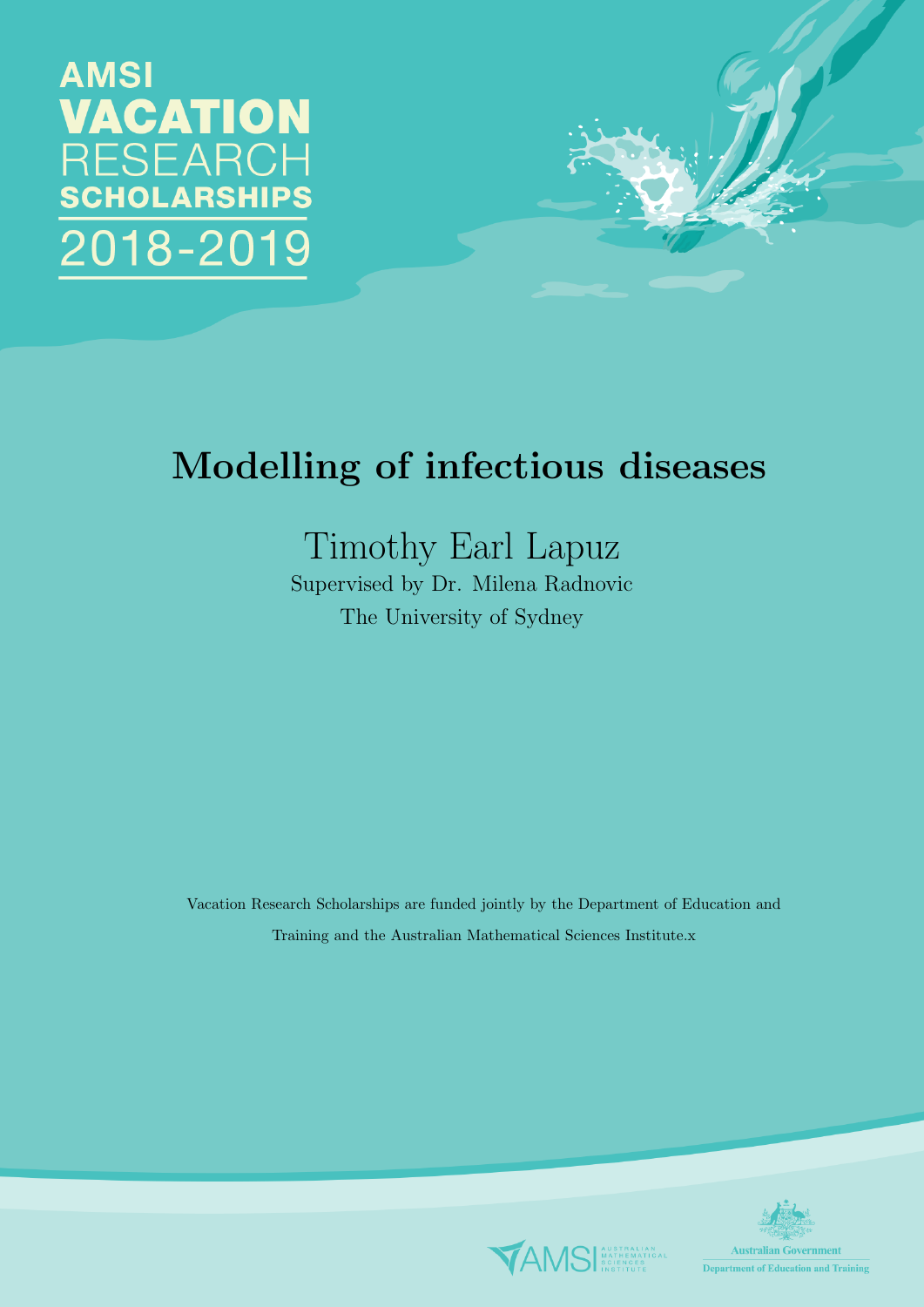AMSI VACATION RESEARCH SCHOLARSHIPS 2018-2019

# Modelling of infectious diseases

Timothy Earl Lapuz

Supervised by Dr. Milena Radnovic

The University of Sydney

Vacation Research Scholarships are funded jointly by the Department of Education and Training and the Australian Mathematical Sciences Institute.x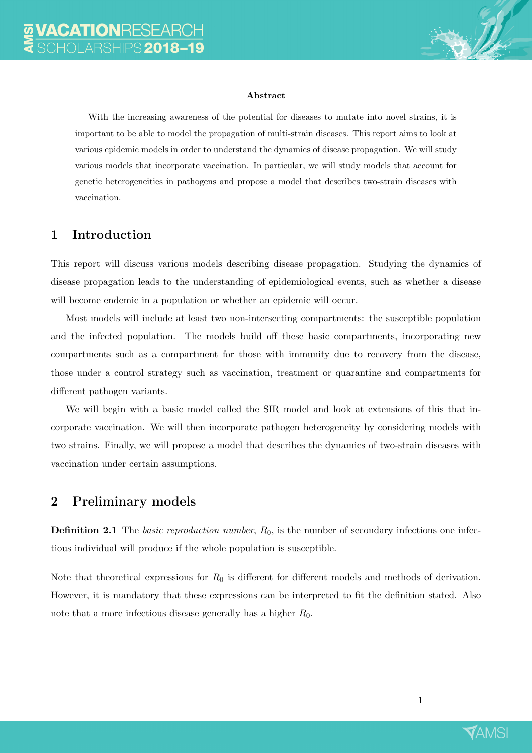**Abstract**

With the increasing awareness of the potential for diseases to mutate into novel strains, it is important to be able to model the propagation of multi-strain diseases. This report aims to look at various epidemic models in order to understand the dynamics of disease propagation. We will study various models that incorporate vaccination. In particular, we will study models that account for genetic heterogeneities in pathogens and propose a model that describes two-strain diseases with vaccination.

## 1 Introduction

This report will discuss various models describing disease propagation. Studying the dynamics of disease propagation leads to the understanding of epidemiological events, such as whether a disease will become endemic in a population or whether an epidemic will occur.

Most models will include at least two non-intersecting compartments: the susceptible population and the infected population. The models build off these basic compartments, incorporating new compartments such as a compartment for those with immunity due to recovery from the disease, those under a control strategy such as vaccination, treatment or quarantine and compartments for different pathogen variants.

We will begin with a basic model called the SIR model and look at extensions of this that incorporate vaccination. We will then incorporate pathogen heterogeneity by considering models with two strains. Finally, we will propose a model that describes the dynamics of two-strain diseases with vaccination under certain assumptions.

## 2 Preliminary models

**Definition 2.1** The *basic reproduction number*, $R_0$, is the number of secondary infections one infectious individual will produce if the whole population is susceptible.

Note that theoretical expressions for $R_0$ is different for different models and methods of derivation. However, it is mandatory that these expressions can be interpreted to fit the definition stated. Also note that a more infectious disease generally has a higher $R_0$.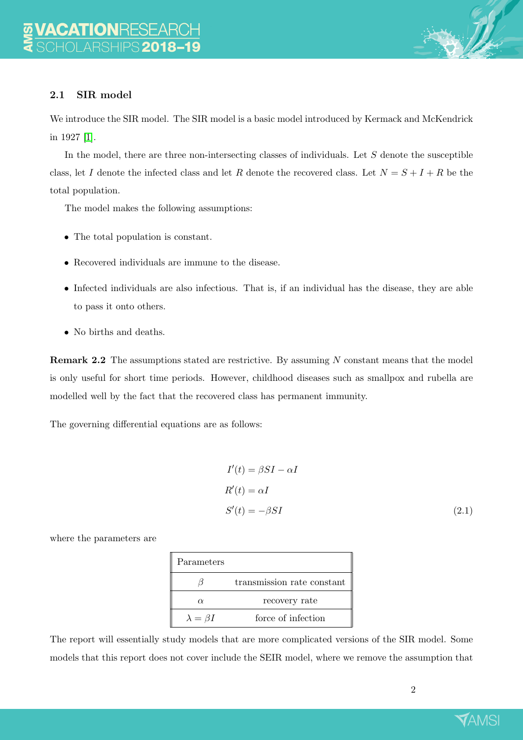### 2.1 SIR model

We introduce the SIR model. The SIR model is a basic model introduced by Kermack and McKendrick in 1927 [1].

In the model, there are three non-intersecting classes of individuals. Let $S$ denote the susceptible class, let $I$ denote the infected class and let $R$ denote the recovered class. Let $N = S + I + R$ be the total population.

The model makes the following assumptions:

- The total population is constant.
- Recovered individuals are immune to the disease.
- Infected individuals are also infectious. That is, if an individual has the disease, they are able to pass it onto others.
- No births and deaths.

**Remark 2.2** The assumptions stated are restrictive. By assuming $N$ constant means that the model is only useful for short time periods. However, childhood diseases such as smallpox and rubella are modelled well by the fact that the recovered class has permanent immunity.

The governing differential equations are as follows:

$$
\begin{aligned}
I'(t) &= \beta S I - \alpha I \\
R'(t) &= \alpha I \\
S'(t) &= -\beta S I
\end{aligned}
\tag{2.1}
$$

where the parameters are

| Parameters | |
|---|---|
| $\beta$ | transmission rate constant |
| $\alpha$ | recovery rate |
| $\lambda = \beta I$ | force of infection |

The report will essentially study models that are more complicated versions of the SIR model. Some models that this report does not cover include the SEIR model, where we remove the assumption that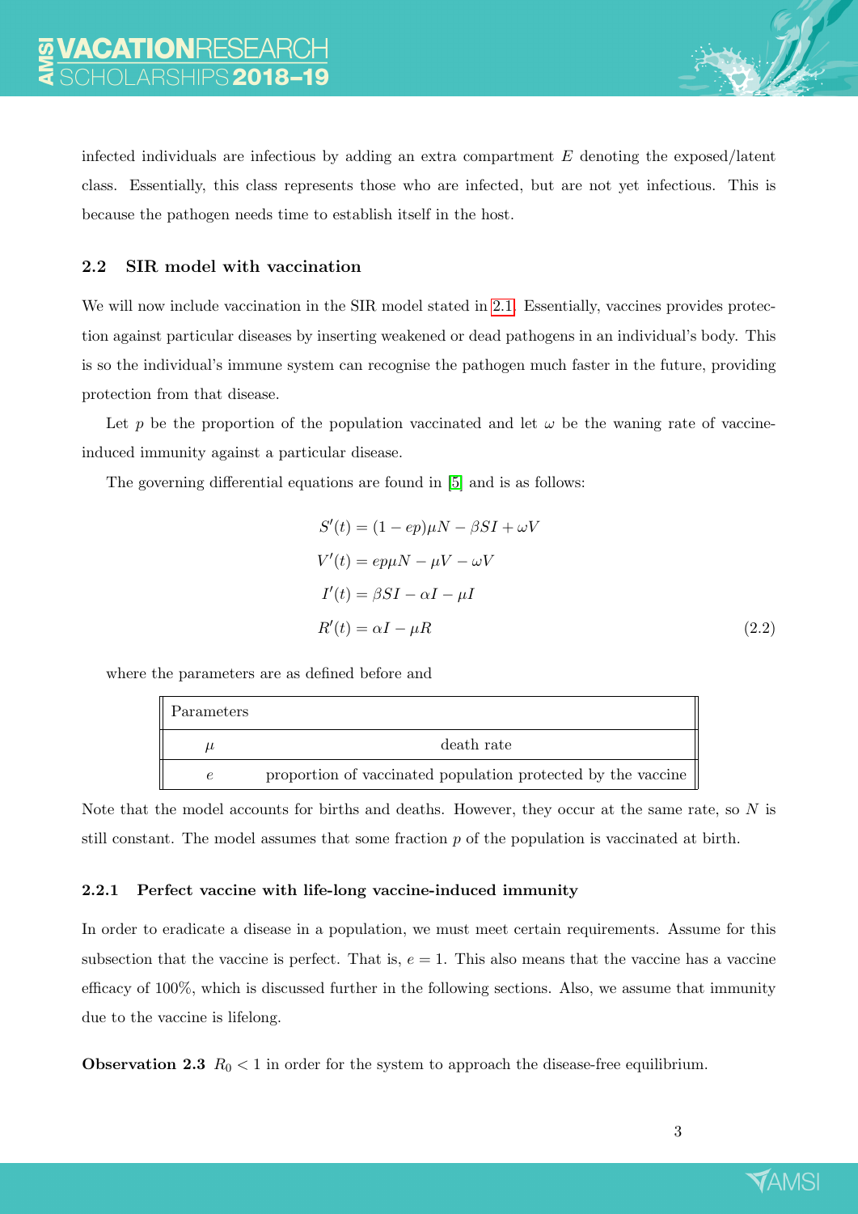infected individuals are infectious by adding an extra compartment $E$ denoting the exposed/latent class. Essentially, this class represents those who are infected, but are not yet infectious. This is because the pathogen needs time to establish itself in the host.

### 2.2 SIR model with vaccination

We will now include vaccination in the SIR model stated in 2.1. Essentially, vaccines provides protection against particular diseases by inserting weakened or dead pathogens in an individual's body. This is so the individual's immune system can recognise the pathogen much faster in the future, providing protection from that disease.

Let $p$ be the proportion of the population vaccinated and let $\omega$ be the waning rate of vaccine-induced immunity against a particular disease.

The governing differential equations are found in [5] and is as follows:

$$
\begin{aligned}
S'(t) &= (1 - ep)\mu N - \beta SI + \omega V \\
V'(t) &= ep\mu N - \mu V - \omega V \\
I'(t) &= \beta SI - \alpha I - \mu I \\
R'(t) &= \alpha I - \mu R
\end{aligned}
\tag{2.2}
$$

where the parameters are as defined before and

| Parameters | |
|---|---|
| $\mu$ | death rate |
| $e$ | proportion of vaccinated population protected by the vaccine |

Note that the model accounts for births and deaths. However, they occur at the same rate, so $N$ is still constant. The model assumes that some fraction $p$ of the population is vaccinated at birth.

#### 2.2.1 Perfect vaccine with life-long vaccine-induced immunity

In order to eradicate a disease in a population, we must meet certain requirements. Assume for this subsection that the vaccine is perfect. That is, $e = 1$. This also means that the vaccine has a vaccine efficacy of 100%, which is discussed further in the following sections. Also, we assume that immunity due to the vaccine is lifelong.

**Observation 2.3** $R_0 < 1$ in order for the system to approach the disease-free equilibrium.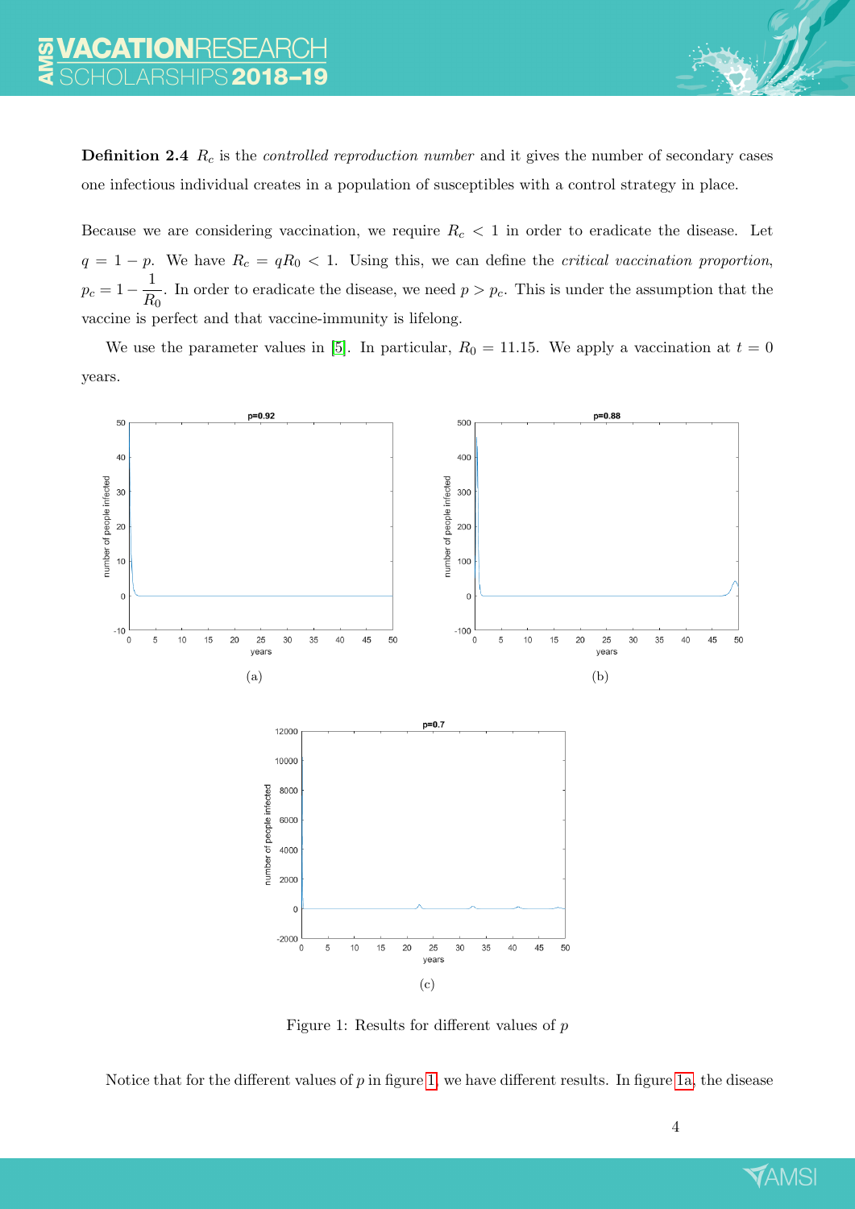**Definition 2.4** $R_c$ is the *controlled reproduction number* and it gives the number of secondary cases one infectious individual creates in a population of susceptibles with a control strategy in place.

Because we are considering vaccination, we require $R_c < 1$ in order to eradicate the disease. Let $q = 1 - p$. We have $R_c = qR_0 < 1$. Using this, we can define the *critical vaccination proportion*, $p_c = 1 - \frac{1}{R_0}$. In order to eradicate the disease, we need $p > p_c$. This is under the assumption that the vaccine is perfect and that vaccine-immunity is lifelong.

We use the parameter values in [5]. In particular, $R_0 = 11.15$. We apply a vaccination at $t = 0$ years.

(a)

(b)

(c)

Figure 1: Results for different values of $p$

Notice that for the different values of $p$ in figure 1, we have different results. In figure 1a, the disease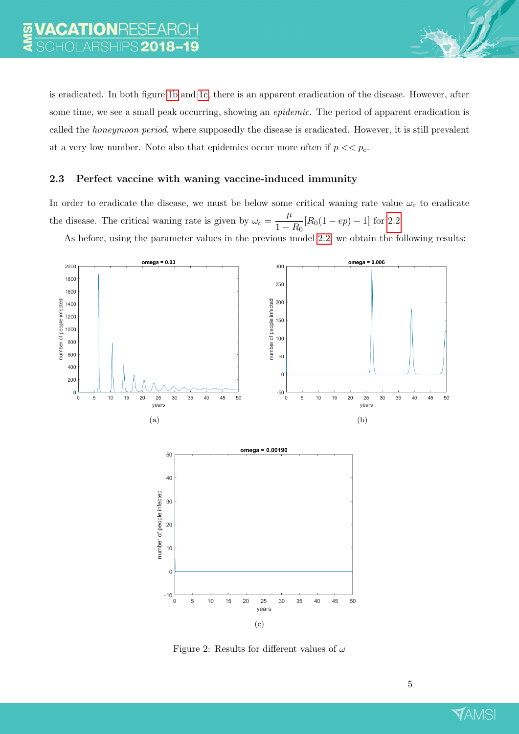is eradicated. In both figure 1b and 1c, there is an apparent eradication of the disease. However, after some time, we see a small peak occurring, showing an *epidemic*. The period of apparent eradication is called the *honeymoon period*, where supposedly the disease is eradicated. However, it is still prevalent at a very low number. Note also that epidemics occur more often if $p << p_c$.

### 2.3 Perfect vaccine with waning vaccine-induced immunity

In order to eradicate the disease, we must be below some critical waning rate value $\omega_c$ to eradicate the disease. The critical waning rate is given by $\omega_c = \dfrac{\mu}{1 - R_0}[R_0(1 - ep) - 1]$ for 2.2

As before, using the parameter values in the previous model 2.2, we obtain the following results:

(a)

(b)

(c)

Figure 2: Results for different values of $\omega$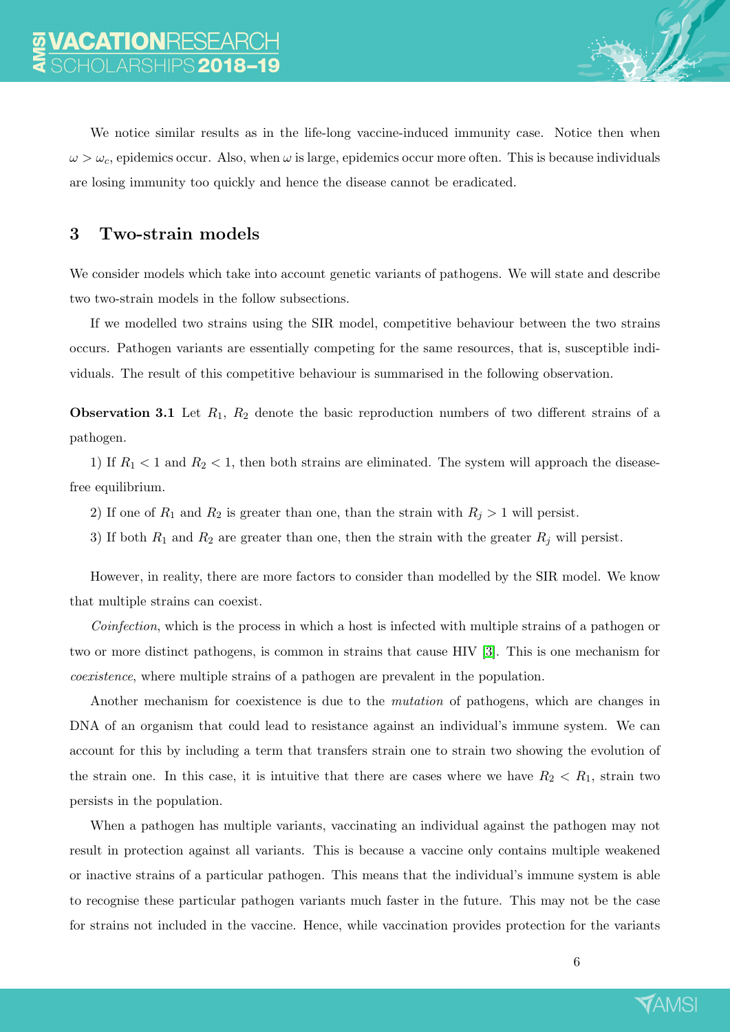We notice similar results as in the life-long vaccine-induced immunity case. Notice then when $\omega > \omega_c$, epidemics occur. Also, when $\omega$ is large, epidemics occur more often. This is because individuals are losing immunity too quickly and hence the disease cannot be eradicated.

## 3 Two-strain models

We consider models which take into account genetic variants of pathogens. We will state and describe two two-strain models in the follow subsections.

If we modelled two strains using the SIR model, competitive behaviour between the two strains occurs. Pathogen variants are essentially competing for the same resources, that is, susceptible individuals. The result of this competitive behaviour is summarised in the following observation.

**Observation 3.1** Let $R_1$, $R_2$ denote the basic reproduction numbers of two different strains of a pathogen.

1) If $R_1 < 1$ and $R_2 < 1$, then both strains are eliminated. The system will approach the disease-free equilibrium.

2) If one of $R_1$ and $R_2$ is greater than one, than the strain with $R_j > 1$ will persist.

3) If both $R_1$ and $R_2$ are greater than one, then the strain with the greater $R_j$ will persist.

However, in reality, there are more factors to consider than modelled by the SIR model. We know that multiple strains can coexist.

*Coinfection*, which is the process in which a host is infected with multiple strains of a pathogen or two or more distinct pathogens, is common in strains that cause HIV [3]. This is one mechanism for *coexistence*, where multiple strains of a pathogen are prevalent in the population.

Another mechanism for coexistence is due to the *mutation* of pathogens, which are changes in DNA of an organism that could lead to resistance against an individual's immune system. We can account for this by including a term that transfers strain one to strain two showing the evolution of the strain one. In this case, it is intuitive that there are cases where we have $R_2 < R_1$, strain two persists in the population.

When a pathogen has multiple variants, vaccinating an individual against the pathogen may not result in protection against all variants. This is because a vaccine only contains multiple weakened or inactive strains of a particular pathogen. This means that the individual's immune system is able to recognise these particular pathogen variants much faster in the future. This may not be the case for strains not included in the vaccine. Hence, while vaccination provides protection for the variants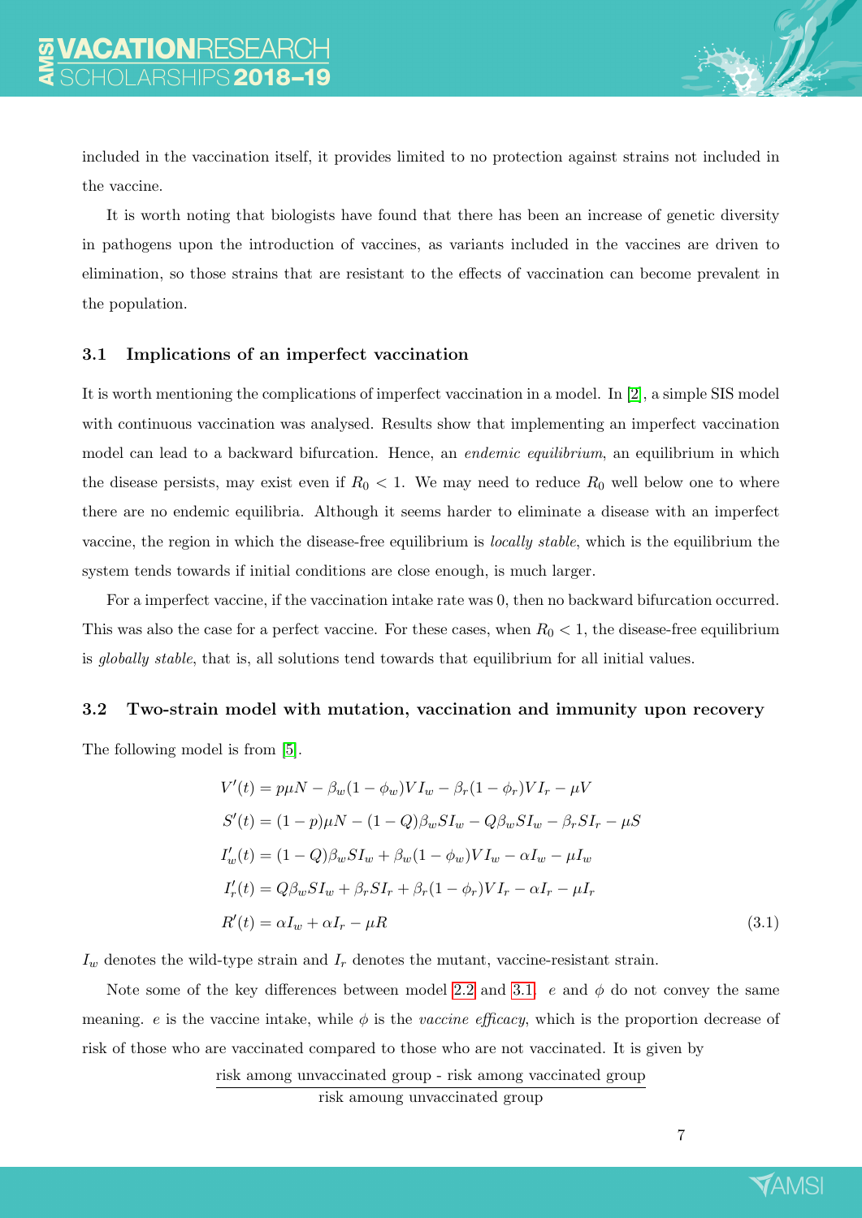included in the vaccination itself, it provides limited to no protection against strains not included in the vaccine.

It is worth noting that biologists have found that there has been an increase of genetic diversity in pathogens upon the introduction of vaccines, as variants included in the vaccines are driven to elimination, so those strains that are resistant to the effects of vaccination can become prevalent in the population.

### 3.1 Implications of an imperfect vaccination

It is worth mentioning the complications of imperfect vaccination in a model. In [2], a simple SIS model with continuous vaccination was analysed. Results show that implementing an imperfect vaccination model can lead to a backward bifurcation. Hence, an *endemic equilibrium*, an equilibrium in which the disease persists, may exist even if $R_0 < 1$. We may need to reduce $R_0$ well below one to where there are no endemic equilibria. Although it seems harder to eliminate a disease with an imperfect vaccine, the region in which the disease-free equilibrium is *locally stable*, which is the equilibrium the system tends towards if initial conditions are close enough, is much larger.

For a imperfect vaccine, if the vaccination intake rate was 0, then no backward bifurcation occurred. This was also the case for a perfect vaccine. For these cases, when $R_0 < 1$, the disease-free equilibrium is *globally stable*, that is, all solutions tend towards that equilibrium for all initial values.

### 3.2 Two-strain model with mutation, vaccination and immunity upon recovery

The following model is from [5].

$$
\begin{aligned}
V'(t) &= p\mu N - \beta_w(1-\phi_w)VI_w - \beta_r(1-\phi_r)VI_r - \mu V \\
S'(t) &= (1-p)\mu N - (1-Q)\beta_w SI_w - Q\beta_w SI_w - \beta_r SI_r - \mu S \\
I_w'(t) &= (1-Q)\beta_w SI_w + \beta_w(1-\phi_w)VI_w - \alpha I_w - \mu I_w \\
I_r'(t) &= Q\beta_w SI_w + \beta_r SI_r + \beta_r(1-\phi_r)VI_r - \alpha I_r - \mu I_r \\
R'(t) &= \alpha I_w + \alpha I_r - \mu R
\end{aligned} \tag{3.1}
$$

$I_w$ denotes the wild-type strain and $I_r$ denotes the mutant, vaccine-resistant strain.

Note some of the key differences between model 2.2 and 3.1. $e$ and $\phi$ do not convey the same meaning. $e$ is the vaccine intake, while $\phi$ is the *vaccine efficacy*, which is the proportion decrease of risk of those who are vaccinated compared to those who are not vaccinated. It is given by

$$
\frac{\text{risk among unvaccinated group - risk among vaccinated group}}{\text{risk amoung unvaccinated group}}
$$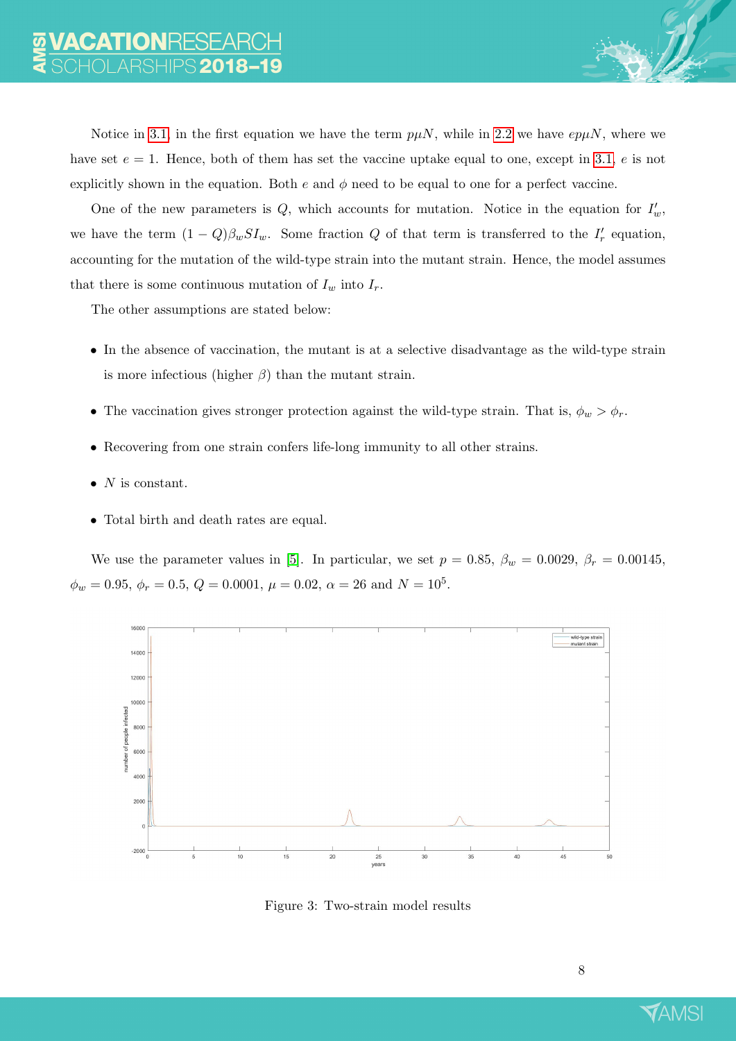Notice in 3.1, in the first equation we have the term $p\mu N$, while in 2.2 we have $ep\mu N$, where we have set $e = 1$. Hence, both of them has set the vaccine uptake equal to one, except in 3.1, $e$ is not explicitly shown in the equation. Both $e$ and $\phi$ need to be equal to one for a perfect vaccine.

One of the new parameters is $Q$, which accounts for mutation. Notice in the equation for $I_w'$, we have the term $(1-Q)\beta_w S I_w$. Some fraction $Q$ of that term is transferred to the $I_r'$ equation, accounting for the mutation of the wild-type strain into the mutant strain. Hence, the model assumes that there is some continuous mutation of $I_w$ into $I_r$.

The other assumptions are stated below:

- In the absence of vaccination, the mutant is at a selective disadvantage as the wild-type strain is more infectious (higher $\beta$) than the mutant strain.
- The vaccination gives stronger protection against the wild-type strain. That is, $\phi_w > \phi_r$.
- Recovering from one strain confers life-long immunity to all other strains.
- $N$ is constant.
- Total birth and death rates are equal.

We use the parameter values in [5]. In particular, we set $p = 0.85$, $\beta_w = 0.0029$, $\beta_r = 0.00145$, $\phi_w = 0.95$, $\phi_r = 0.5$, $Q = 0.0001$, $\mu = 0.02$, $\alpha = 26$ and $N = 10^5$.

Figure 3: Two-strain model results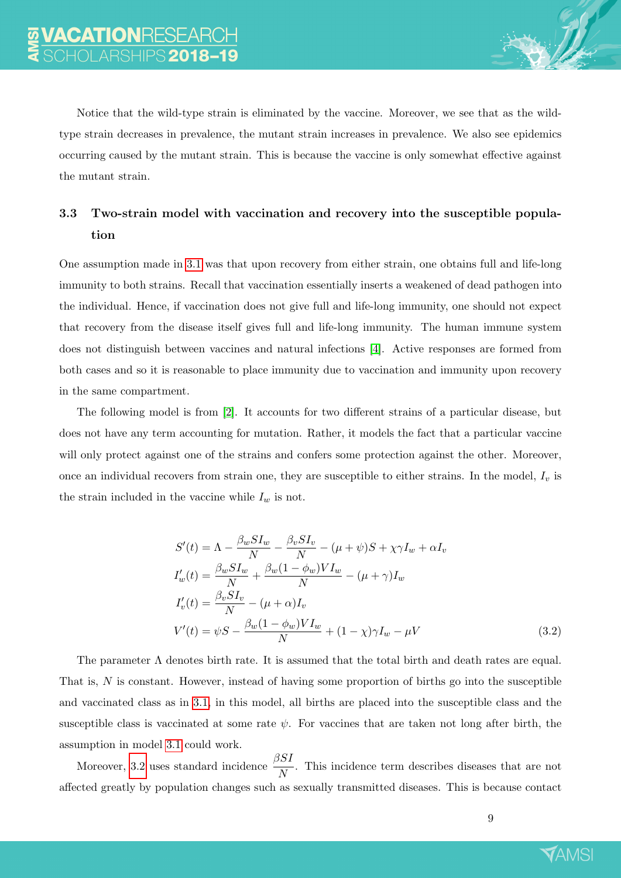Notice that the wild-type strain is eliminated by the vaccine. Moreover, we see that as the wild-type strain decreases in prevalence, the mutant strain increases in prevalence. We also see epidemics occurring caused by the mutant strain. This is because the vaccine is only somewhat effective against the mutant strain.

### 3.3 Two-strain model with vaccination and recovery into the susceptible population

One assumption made in 3.1 was that upon recovery from either strain, one obtains full and life-long immunity to both strains. Recall that vaccination essentially inserts a weakened of dead pathogen into the individual. Hence, if vaccination does not give full and life-long immunity, one should not expect that recovery from the disease itself gives full and life-long immunity. The human immune system does not distinguish between vaccines and natural infections [4]. Active responses are formed from both cases and so it is reasonable to place immunity due to vaccination and immunity upon recovery in the same compartment.

The following model is from [2]. It accounts for two different strains of a particular disease, but does not have any term accounting for mutation. Rather, it models the fact that a particular vaccine will only protect against one of the strains and confers some protection against the other. Moreover, once an individual recovers from strain one, they are susceptible to either strains. In the model, $I_v$ is the strain included in the vaccine while $I_w$ is not.

$$
\begin{aligned}
S'(t) &= \Lambda - \frac{\beta_w S I_w}{N} - \frac{\beta_v S I_v}{N} - (\mu + \psi) S + \chi \gamma I_w + \alpha I_v \\
I_w'(t) &= \frac{\beta_w S I_w}{N} + \frac{\beta_w (1 - \phi_w) V I_w}{N} - (\mu + \gamma) I_w \\
I_v'(t) &= \frac{\beta_v S I_v}{N} - (\mu + \alpha) I_v \\
V'(t) &= \psi S - \frac{\beta_w (1 - \phi_w) V I_w}{N} + (1 - \chi)\gamma I_w - \mu V
\end{aligned}
\tag{3.2}
$$

The parameter $\Lambda$ denotes birth rate. It is assumed that the total birth and death rates are equal. That is, $N$ is constant. However, instead of having some proportion of births go into the susceptible and vaccinated class as in 3.1, in this model, all births are placed into the susceptible class and the susceptible class is vaccinated at some rate $\psi$. For vaccines that are taken not long after birth, the assumption in model 3.1 could work.

Moreover, 3.2 uses standard incidence $\dfrac{\beta S I}{N}$. This incidence term describes diseases that are not affected greatly by population changes such as sexually transmitted diseases. This is because contact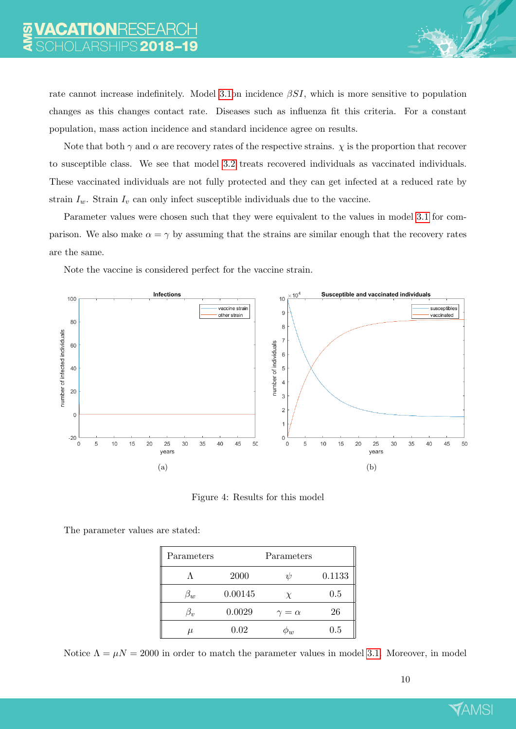rate cannot increase indefinitely. Model 3.1on incidence $\beta SI$, which is more sensitive to population changes as this changes contact rate. Diseases such as influenza fit this criteria. For a constant population, mass action incidence and standard incidence agree on results.

Note that both $\gamma$ and $\alpha$ are recovery rates of the respective strains. $\chi$ is the proportion that recover to susceptible class. We see that model 3.2 treats recovered individuals as vaccinated individuals. These vaccinated individuals are not fully protected and they can get infected at a reduced rate by strain $I_w$. Strain $I_v$ can only infect susceptible individuals due to the vaccine.

Parameter values were chosen such that they were equivalent to the values in model 3.1 for comparison. We also make $\alpha = \gamma$ by assuming that the strains are similar enough that the recovery rates are the same.

Note the vaccine is considered perfect for the vaccine strain.

(a)

(b)

Figure 4: Results for this model

The parameter values are stated:

| Parameters | | Parameters | |
|---|---|---|---|
| $\Lambda$ | 2000 | $\psi$ | 0.1133 |
| $\beta_w$ | 0.00145 | $\chi$ | 0.5 |
| $\beta_v$ | 0.0029 | $\gamma = \alpha$ | 26 |
| $\mu$ | 0.02 | $\phi_w$ | 0.5 |

Notice $\Lambda = \mu N = 2000$ in order to match the parameter values in model 3.1. Moreover, in model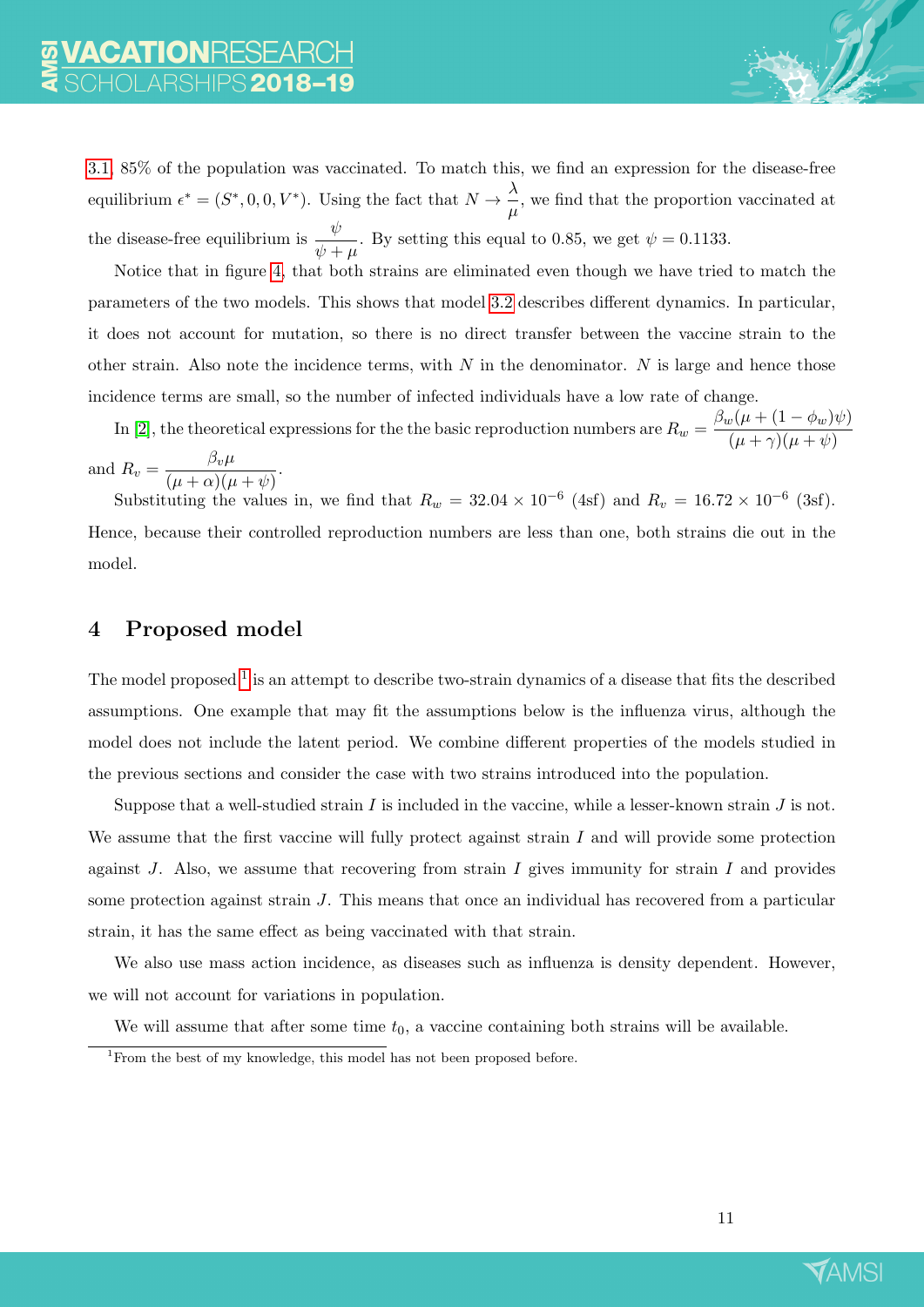3.1, 85% of the population was vaccinated. To match this, we find an expression for the disease-free equilibrium $\epsilon^* = (S^*, 0, 0, V^*)$. Using the fact that $N \to \dfrac{\lambda}{\mu}$, we find that the proportion vaccinated at the disease-free equilibrium is $\dfrac{\psi}{\psi + \mu}$. By setting this equal to 0.85, we get $\psi = 0.1133$.

Notice that in figure 4, that both strains are eliminated even though we have tried to match the parameters of the two models. This shows that model 3.2 describes different dynamics. In particular, it does not account for mutation, so there is no direct transfer between the vaccine strain to the other strain. Also note the incidence terms, with $N$ in the denominator. $N$ is large and hence those incidence terms are small, so the number of infected individuals have a low rate of change.

In [2], the theoretical expressions for the the basic reproduction numbers are $R_w = \dfrac{\beta_w(\mu + (1-\phi_w)\psi)}{(\mu+\gamma)(\mu+\psi)}$ and $R_v = \dfrac{\beta_v \mu}{(\mu+\alpha)(\mu+\psi)}$.

Substituting the values in, we find that $R_w = 32.04 \times 10^{-6}$ (4sf) and $R_v = 16.72 \times 10^{-6}$ (3sf). Hence, because their controlled reproduction numbers are less than one, both strains die out in the model.

## 4 Proposed model

The model proposed [1] is an attempt to describe two-strain dynamics of a disease that fits the described assumptions. One example that may fit the assumptions below is the influenza virus, although the model does not include the latent period. We combine different properties of the models studied in the previous sections and consider the case with two strains introduced into the population.

Suppose that a well-studied strain $I$ is included in the vaccine, while a lesser-known strain $J$ is not. We assume that the first vaccine will fully protect against strain $I$ and will provide some protection against $J$. Also, we assume that recovering from strain $I$ gives immunity for strain $I$ and provides some protection against strain $J$. This means that once an individual has recovered from a particular strain, it has the same effect as being vaccinated with that strain.

We also use mass action incidence, as diseases such as influenza is density dependent. However, we will not account for variations in population.

We will assume that after some time $t_0$, a vaccine containing both strains will be available.

[1] From the best of my knowledge, this model has not been proposed before.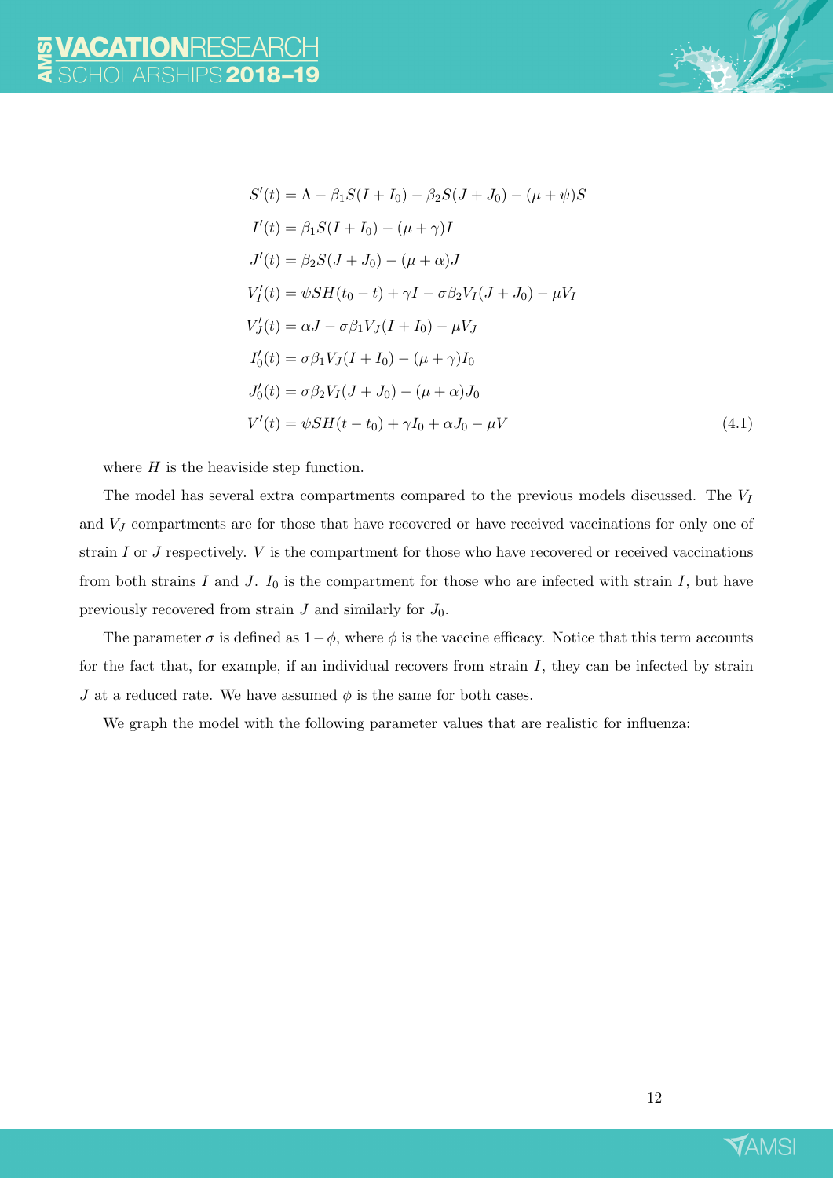$$
\begin{aligned}
S'(t) &= \Lambda - \beta_1 S(I + I_0) - \beta_2 S(J + J_0) - (\mu + \psi)S \\
I'(t) &= \beta_1 S(I + I_0) - (\mu + \gamma)I \\
J'(t) &= \beta_2 S(J + J_0) - (\mu + \alpha)J \\
V_I'(t) &= \psi S H(t_0 - t) + \gamma I - \sigma\beta_2 V_I(J + J_0) - \mu V_I \\
V_J'(t) &= \alpha J - \sigma\beta_1 V_J(I + I_0) - \mu V_J \\
I_0'(t) &= \sigma\beta_1 V_J(I + I_0) - (\mu + \gamma)I_0 \\
J_0'(t) &= \sigma\beta_2 V_I(J + J_0) - (\mu + \alpha)J_0 \\
V'(t) &= \psi S H(t - t_0) + \gamma I_0 + \alpha J_0 - \mu V
\end{aligned}
\tag{4.1}
$$

where $H$ is the heaviside step function.

The model has several extra compartments compared to the previous models discussed. The $V_I$ and $V_J$ compartments are for those that have recovered or have received vaccinations for only one of strain $I$ or $J$ respectively. $V$ is the compartment for those who have recovered or received vaccinations from both strains $I$ and $J$. $I_0$ is the compartment for those who are infected with strain $I$, but have previously recovered from strain $J$ and similarly for $J_0$.

The parameter $\sigma$ is defined as $1 - \phi$, where $\phi$ is the vaccine efficacy. Notice that this term accounts for the fact that, for example, if an individual recovers from strain $I$, they can be infected by strain $J$ at a reduced rate. We have assumed $\phi$ is the same for both cases.

We graph the model with the following parameter values that are realistic for influenza: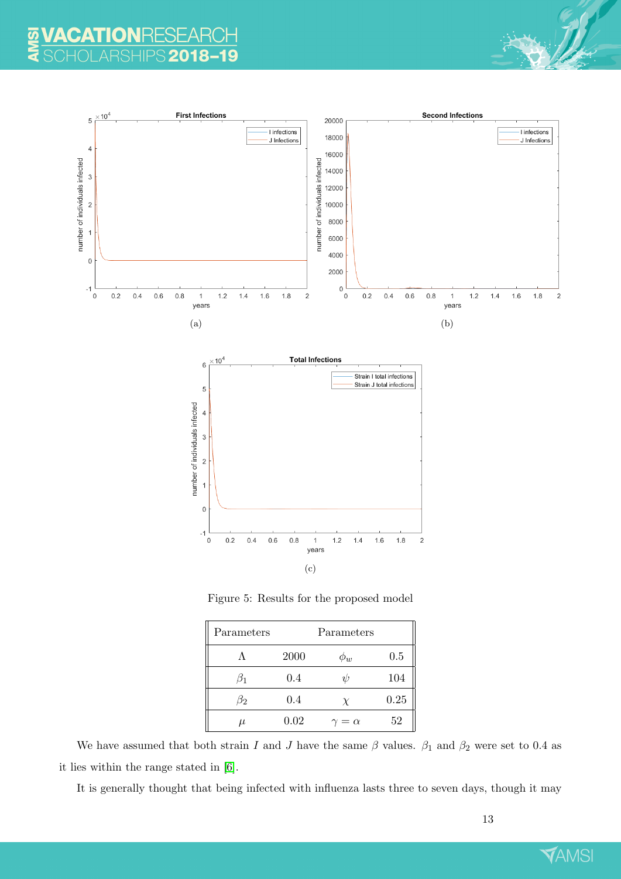(a)

(b)

(c)

Figure 5: Results for the proposed model

| Parameters | | Parameters | |
|---|---|---|---|
| $\Lambda$ | 2000 | $\phi_w$ | 0.5 |
| $\beta_1$ | 0.4 | $\psi$ | 104 |
| $\beta_2$ | 0.4 | $\chi$ | 0.25 |
| $\mu$ | 0.02 | $\gamma = \alpha$ | 52 |

We have assumed that both strain $I$ and $J$ have the same $\beta$ values. $\beta_1$ and $\beta_2$ were set to 0.4 as it lies within the range stated in [6].

It is generally thought that being infected with influenza lasts three to seven days, though it may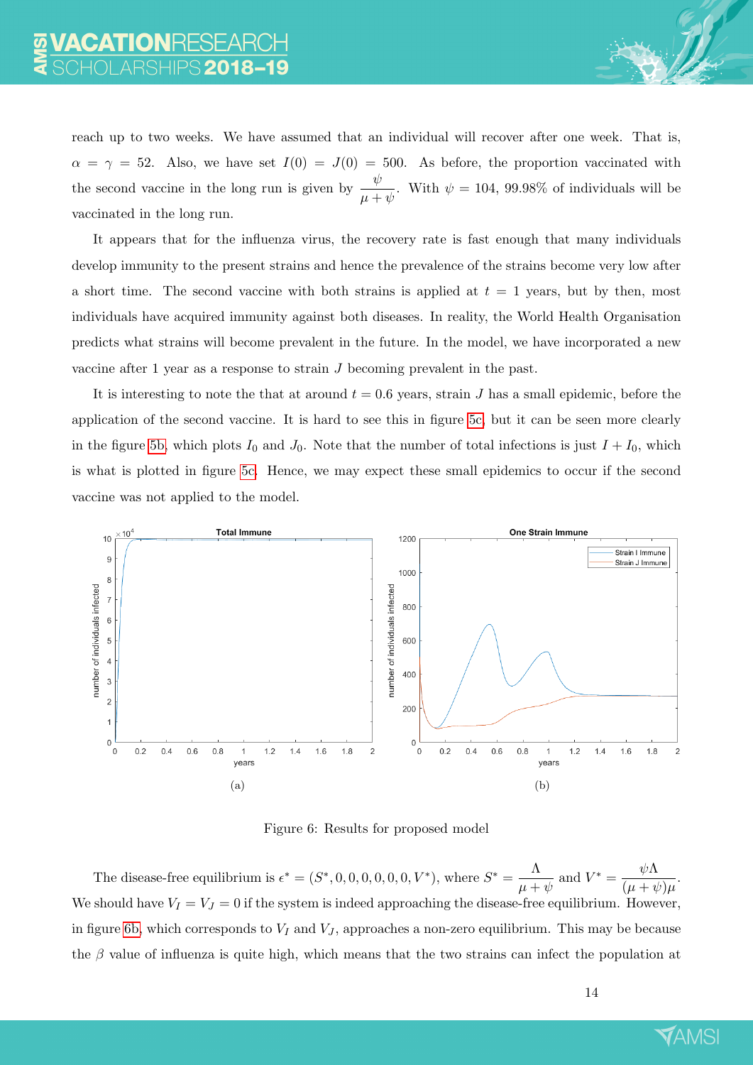reach up to two weeks. We have assumed that an individual will recover after one week. That is, $\alpha = \gamma = 52$. Also, we have set $I(0) = J(0) = 500$. As before, the proportion vaccinated with the second vaccine in the long run is given by $\frac{\psi}{\mu + \psi}$. With $\psi = 104$, 99.98% of individuals will be vaccinated in the long run.

It appears that for the influenza virus, the recovery rate is fast enough that many individuals develop immunity to the present strains and hence the prevalence of the strains become very low after a short time. The second vaccine with both strains is applied at $t = 1$ years, but by then, most individuals have acquired immunity against both diseases. In reality, the World Health Organisation predicts what strains will become prevalent in the future. In the model, we have incorporated a new vaccine after 1 year as a response to strain $J$ becoming prevalent in the past.

It is interesting to note the that at around $t = 0.6$ years, strain $J$ has a small epidemic, before the application of the second vaccine. It is hard to see this in figure 5c, but it can be seen more clearly in the figure 5b, which plots $I_0$ and $J_0$. Note that the number of total infections is just $I + I_0$, which is what is plotted in figure 5c. Hence, we may expect these small epidemics to occur if the second vaccine was not applied to the model.

(a)

(b)

Figure 6: Results for proposed model

The disease-free equilibrium is $\epsilon^* = (S^*, 0, 0, 0, 0, 0, 0, V^*)$, where $S^* = \frac{\Lambda}{\mu + \psi}$ and $V^* = \frac{\psi \Lambda}{(\mu + \psi)\mu}$. We should have $V_I = V_J = 0$ if the system is indeed approaching the disease-free equilibrium. However, in figure 6b, which corresponds to $V_I$ and $V_J$, approaches a non-zero equilibrium. This may be because the $\beta$ value of influenza is quite high, which means that the two strains can infect the population at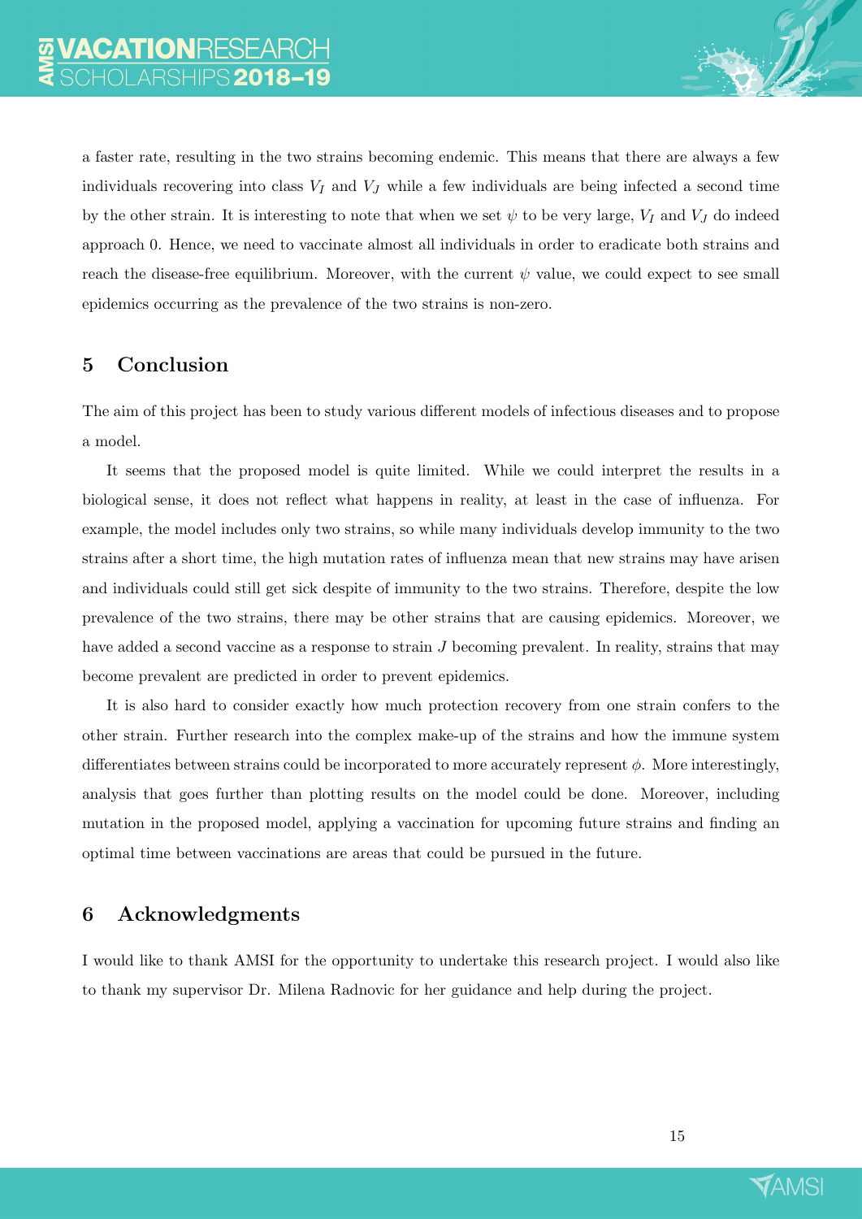a faster rate, resulting in the two strains becoming endemic. This means that there are always a few individuals recovering into class $V_I$ and $V_J$ while a few individuals are being infected a second time by the other strain. It is interesting to note that when we set $\psi$ to be very large, $V_I$ and $V_J$ do indeed approach 0. Hence, we need to vaccinate almost all individuals in order to eradicate both strains and reach the disease-free equilibrium. Moreover, with the current $\psi$ value, we could expect to see small epidemics occurring as the prevalence of the two strains is non-zero.

## 5 Conclusion

The aim of this project has been to study various different models of infectious diseases and to propose a model.

It seems that the proposed model is quite limited. While we could interpret the results in a biological sense, it does not reflect what happens in reality, at least in the case of influenza. For example, the model includes only two strains, so while many individuals develop immunity to the two strains after a short time, the high mutation rates of influenza mean that new strains may have arisen and individuals could still get sick despite of immunity to the two strains. Therefore, despite the low prevalence of the two strains, there may be other strains that are causing epidemics. Moreover, we have added a second vaccine as a response to strain $J$ becoming prevalent. In reality, strains that may become prevalent are predicted in order to prevent epidemics.

It is also hard to consider exactly how much protection recovery from one strain confers to the other strain. Further research into the complex make-up of the strains and how the immune system differentiates between strains could be incorporated to more accurately represent $\phi$. More interestingly, analysis that goes further than plotting results on the model could be done. Moreover, including mutation in the proposed model, applying a vaccination for upcoming future strains and finding an optimal time between vaccinations are areas that could be pursued in the future.

## 6 Acknowledgments

I would like to thank AMSI for the opportunity to undertake this research project. I would also like to thank my supervisor Dr. Milena Radnovic for her guidance and help during the project.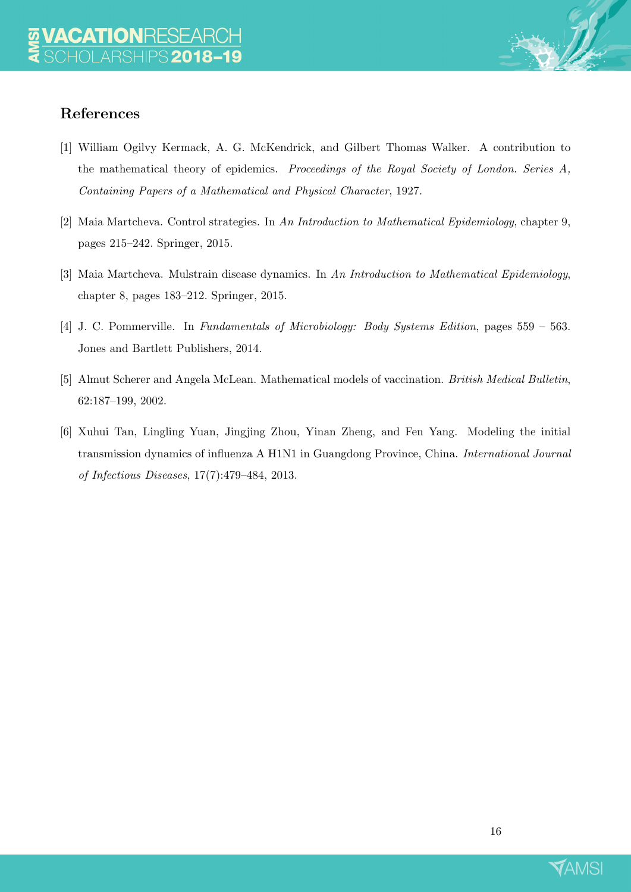## References

[1] William Ogilvy Kermack, A. G. McKendrick, and Gilbert Thomas Walker. A contribution to the mathematical theory of epidemics. *Proceedings of the Royal Society of London. Series A, Containing Papers of a Mathematical and Physical Character*, 1927.

[2] Maia Martcheva. Control strategies. In *An Introduction to Mathematical Epidemiology*, chapter 9, pages 215–242. Springer, 2015.

[3] Maia Martcheva. Mulstrain disease dynamics. In *An Introduction to Mathematical Epidemiology*, chapter 8, pages 183–212. Springer, 2015.

[4] J. C. Pommerville. In *Fundamentals of Microbiology: Body Systems Edition*, pages 559 – 563. Jones and Bartlett Publishers, 2014.

[5] Almut Scherer and Angela McLean. Mathematical models of vaccination. *British Medical Bulletin*, 62:187–199, 2002.

[6] Xuhui Tan, Lingling Yuan, Jingjing Zhou, Yinan Zheng, and Fen Yang. Modeling the initial transmission dynamics of influenza A H1N1 in Guangdong Province, China. *International Journal of Infectious Diseases*, 17(7):479–484, 2013.